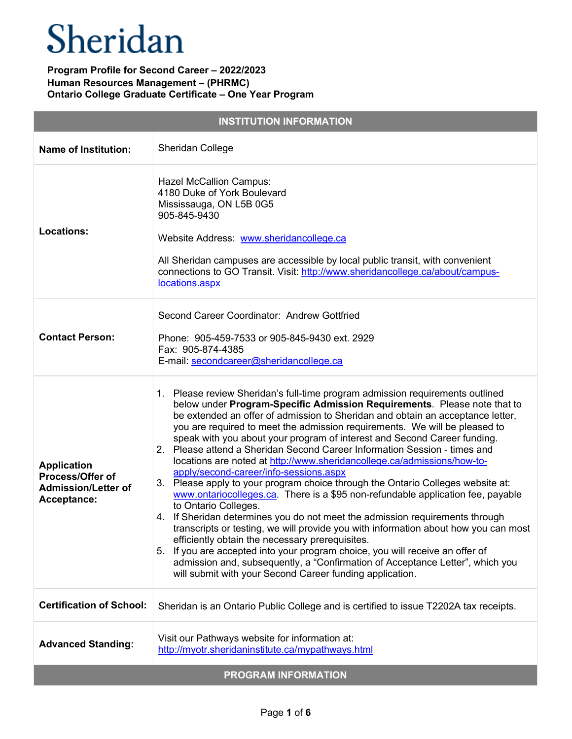# Sheridan

**Program Profile for Second Career – 2022/2023**
**Human Resources Management – (PHRMC)**
**Ontario College Graduate Certificate – One Year Program**

| INSTITUTION INFORMATION | |
|---|---|
| **Name of Institution:** | Sheridan College |
| **Locations:** | Hazel McCallion Campus:<br>4180 Duke of York Boulevard<br>Mississauga, ON L5B 0G5<br>905-845-9430<br><br>Website Address: [www.sheridancollege.ca](http://www.sheridancollege.ca)<br><br>All Sheridan campuses are accessible by local public transit, with convenient connections to GO Transit. Visit: [http://www.sheridancollege.ca/about/campus-locations.aspx](http://www.sheridancollege.ca/about/campus-locations.aspx) |
| **Contact Person:** | Second Career Coordinator: Andrew Gottfried<br><br>Phone: 905-459-7533 or 905-845-9430 ext. 2929<br>Fax: 905-874-4385<br>E-mail: [secondcareer@sheridancollege.ca](mailto:secondcareer@sheridancollege.ca) |
| **Application Process/Offer of Admission/Letter of Acceptance:** | 1. Please review Sheridan's full-time program admission requirements outlined below under **Program-Specific Admission Requirements**. Please note that to be extended an offer of admission to Sheridan and obtain an acceptance letter, you are required to meet the admission requirements. We will be pleased to speak with you about your program of interest and Second Career funding.<br>2. Please attend a Sheridan Second Career Information Session - times and locations are noted at [http://www.sheridancollege.ca/admissions/how-to-apply/second-career/info-sessions.aspx](http://www.sheridancollege.ca/admissions/how-to-apply/second-career/info-sessions.aspx)<br>3. Please apply to your program choice through the Ontario Colleges website at: [www.ontariocolleges.ca](http://www.ontariocolleges.ca). There is a $95 non-refundable application fee, payable to Ontario Colleges.<br>4. If Sheridan determines you do not meet the admission requirements through transcripts or testing, we will provide you with information about how you can most efficiently obtain the necessary prerequisites.<br>5. If you are accepted into your program choice, you will receive an offer of admission and, subsequently, a "Confirmation of Acceptance Letter", which you will submit with your Second Career funding application. |
| **Certification of School:** | Sheridan is an Ontario Public College and is certified to issue T2202A tax receipts. |
| **Advanced Standing:** | Visit our Pathways website for information at: [http://myotr.sheridaninstitute.ca/mypathways.html](http://myotr.sheridaninstitute.ca/mypathways.html) |

## PROGRAM INFORMATION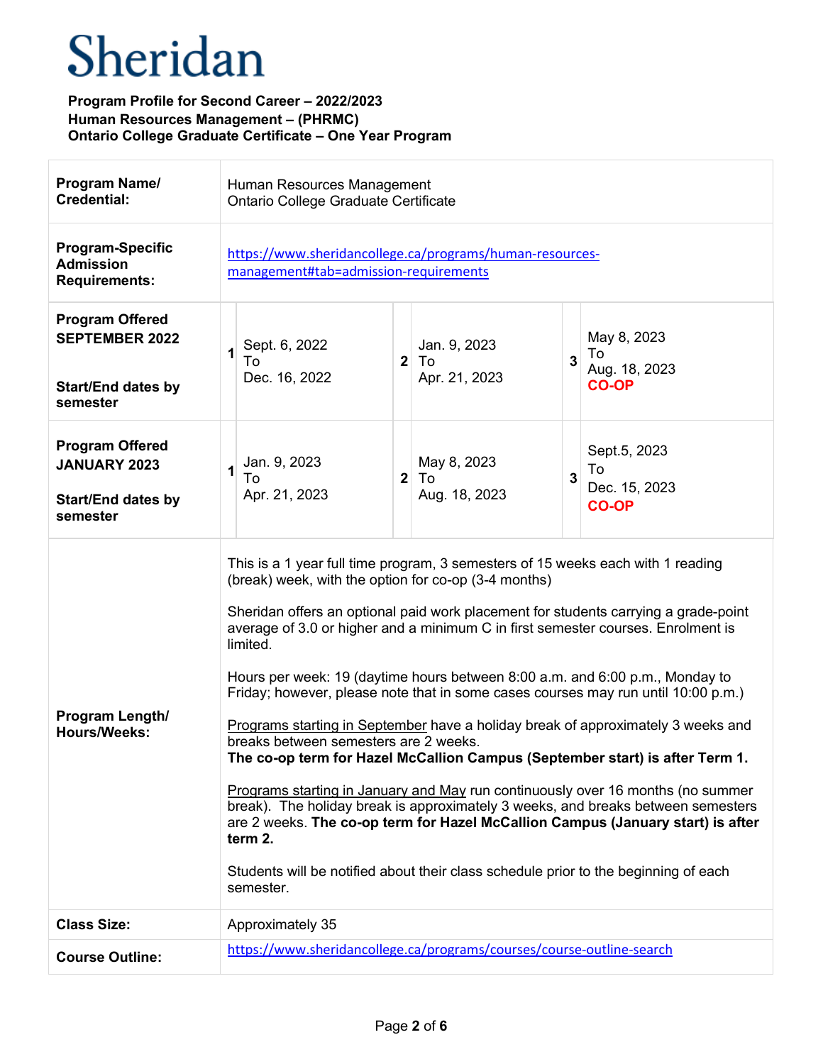# Sheridan

**Program Profile for Second Career – 2022/2023**
**Human Resources Management – (PHRMC)**
**Ontario College Graduate Certificate – One Year Program**

| | |
|---|---|
| **Program Name/ Credential:** | Human Resources Management<br>Ontario College Graduate Certificate |
| **Program-Specific Admission Requirements:** | https://www.sheridancollege.ca/programs/human-resources-management#tab=admission-requirements |
| **Program Offered SEPTEMBER 2022**<br><br>**Start/End dates by semester** | **1** Sept. 6, 2022 To Dec. 16, 2022<br>**2** Jan. 9, 2023 To Apr. 21, 2023<br>**3** May 8, 2023 To Aug. 18, 2023 **CO-OP** |
| **Program Offered JANUARY 2023**<br><br>**Start/End dates by semester** | **1** Jan. 9, 2023 To Apr. 21, 2023<br>**2** May 8, 2023 To Aug. 18, 2023<br>**3** Sept.5, 2023 To Dec. 15, 2023 **CO-OP** |
| **Program Length/ Hours/Weeks:** | This is a 1 year full time program, 3 semesters of 15 weeks each with 1 reading (break) week, with the option for co-op (3-4 months)<br><br>Sheridan offers an optional paid work placement for students carrying a grade-point average of 3.0 or higher and a minimum C in first semester courses. Enrolment is limited.<br><br>Hours per week: 19 (daytime hours between 8:00 a.m. and 6:00 p.m., Monday to Friday; however, please note that in some cases courses may run until 10:00 p.m.)<br><br>Programs starting in September have a holiday break of approximately 3 weeks and breaks between semesters are 2 weeks.<br>**The co-op term for Hazel McCallion Campus (September start) is after Term 1.**<br><br>Programs starting in January and May run continuously over 16 months (no summer break). The holiday break is approximately 3 weeks, and breaks between semesters are 2 weeks. **The co-op term for Hazel McCallion Campus (January start) is after term 2.**<br><br>Students will be notified about their class schedule prior to the beginning of each semester. |
| **Class Size:** | Approximately 35 |
| **Course Outline:** | https://www.sheridancollege.ca/programs/courses/course-outline-search |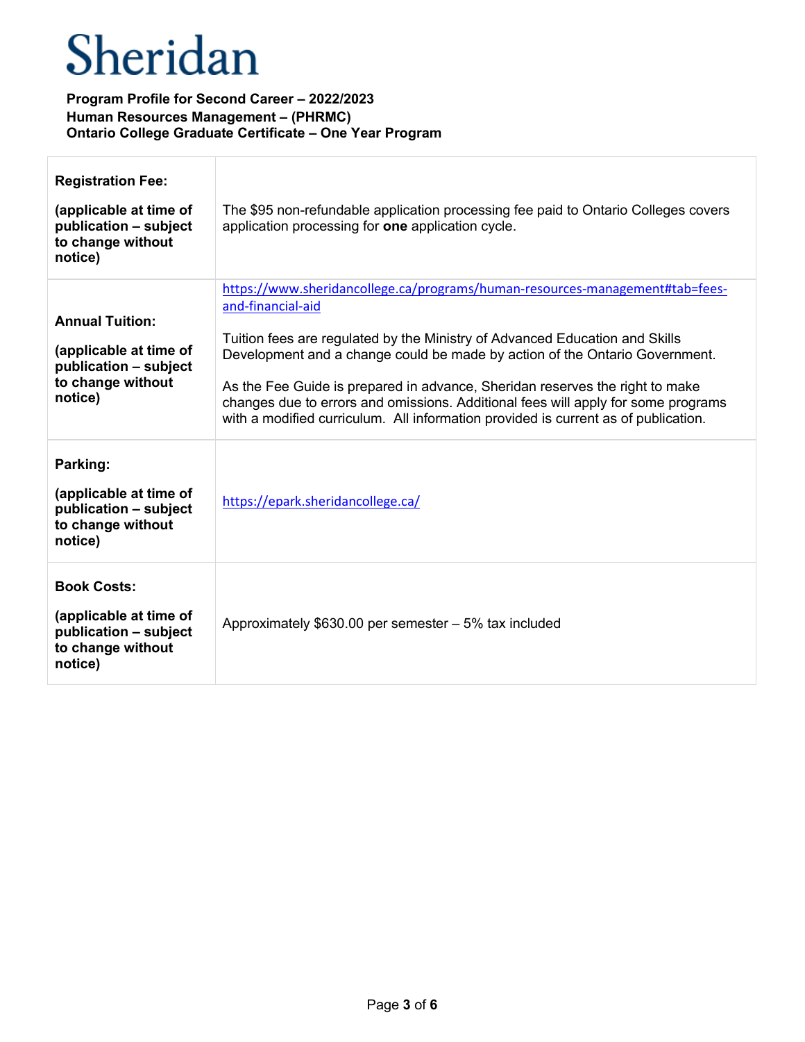# Sheridan

**Program Profile for Second Career – 2022/2023**
**Human Resources Management – (PHRMC)**
**Ontario College Graduate Certificate – One Year Program**

| | |
|---|---|
| **Registration Fee:** **(applicable at time of publication – subject to change without notice)** | The $95 non-refundable application processing fee paid to Ontario Colleges covers application processing for **one** application cycle. |
| **Annual Tuition:** **(applicable at time of publication – subject to change without notice)** | https://www.sheridancollege.ca/programs/human-resources-management#tab=fees-and-financial-aid <br><br> Tuition fees are regulated by the Ministry of Advanced Education and Skills Development and a change could be made by action of the Ontario Government. <br><br> As the Fee Guide is prepared in advance, Sheridan reserves the right to make changes due to errors and omissions. Additional fees will apply for some programs with a modified curriculum. All information provided is current as of publication. |
| **Parking:** **(applicable at time of publication – subject to change without notice)** | https://epark.sheridancollege.ca/ |
| **Book Costs:** **(applicable at time of publication – subject to change without notice)** | Approximately $630.00 per semester – 5% tax included |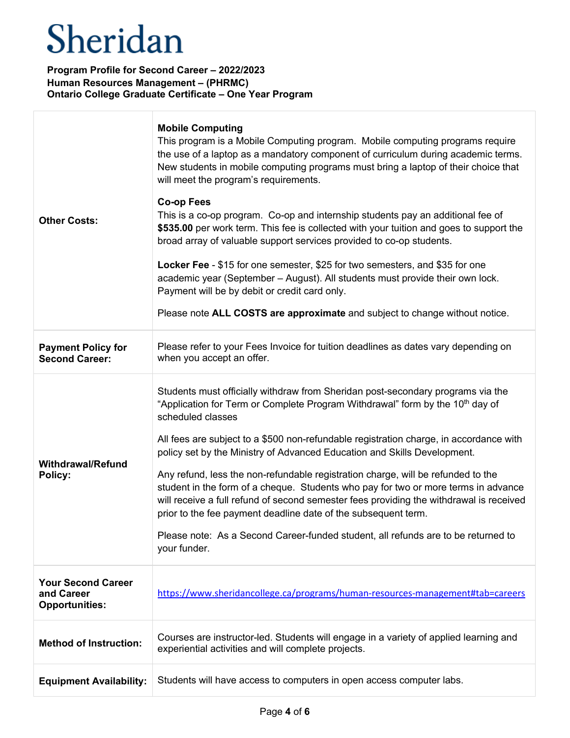Sheridan

**Program Profile for Second Career – 2022/2023**
**Human Resources Management – (PHRMC)**
**Ontario College Graduate Certificate – One Year Program**

| | |
|---|---|
| **Other Costs:** | **Mobile Computing**<br>This program is a Mobile Computing program. Mobile computing programs require the use of a laptop as a mandatory component of curriculum during academic terms. New students in mobile computing programs must bring a laptop of their choice that will meet the program's requirements.<br><br>**Co-op Fees**<br>This is a co-op program. Co-op and internship students pay an additional fee of **$535.00** per work term. This fee is collected with your tuition and goes to support the broad array of valuable support services provided to co-op students.<br><br>**Locker Fee** - $15 for one semester, $25 for two semesters, and $35 for one academic year (September – August). All students must provide their own lock. Payment will be by debit or credit card only.<br><br>Please note **ALL COSTS are approximate** and subject to change without notice. |
| **Payment Policy for Second Career:** | Please refer to your Fees Invoice for tuition deadlines as dates vary depending on when you accept an offer. |
| **Withdrawal/Refund Policy:** | Students must officially withdraw from Sheridan post-secondary programs via the "Application for Term or Complete Program Withdrawal" form by the 10th day of scheduled classes<br><br>All fees are subject to a $500 non-refundable registration charge, in accordance with policy set by the Ministry of Advanced Education and Skills Development.<br><br>Any refund, less the non-refundable registration charge, will be refunded to the student in the form of a cheque. Students who pay for two or more terms in advance will receive a full refund of second semester fees providing the withdrawal is received prior to the fee payment deadline date of the subsequent term.<br><br>Please note: As a Second Career-funded student, all refunds are to be returned to your funder. |
| **Your Second Career and Career Opportunities:** | https://www.sheridancollege.ca/programs/human-resources-management#tab=careers |
| **Method of Instruction:** | Courses are instructor-led. Students will engage in a variety of applied learning and experiential activities and will complete projects. |
| **Equipment Availability:** | Students will have access to computers in open access computer labs. |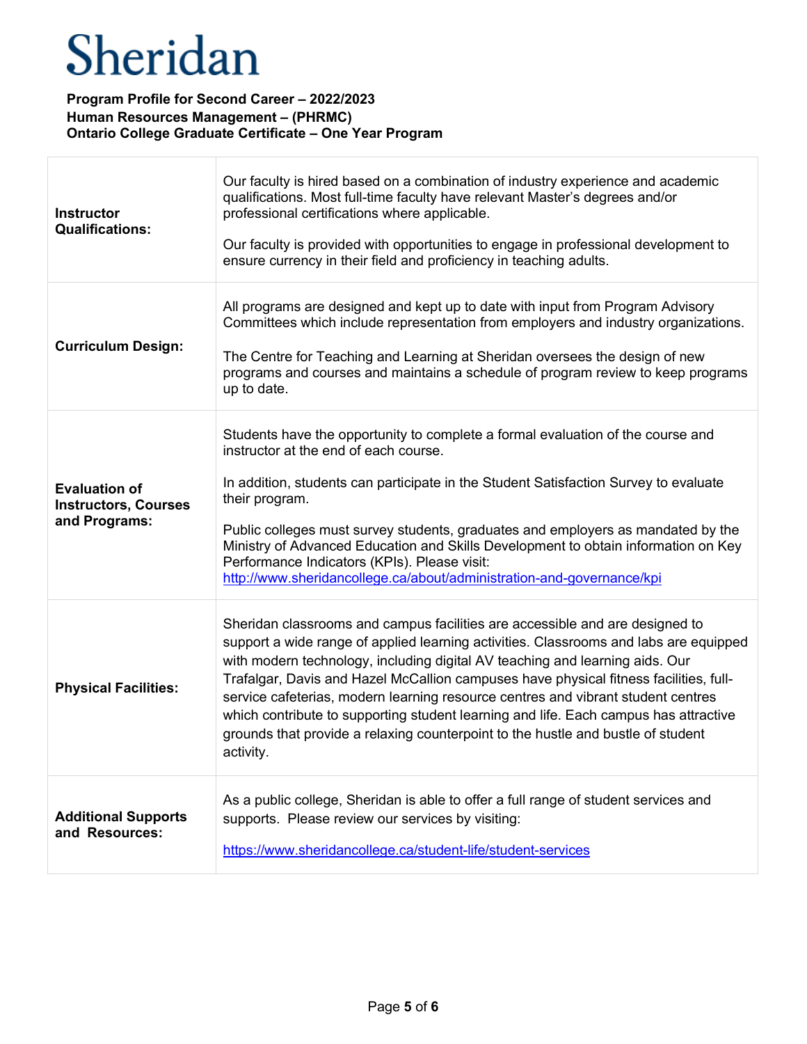# Sheridan

**Program Profile for Second Career – 2022/2023**
**Human Resources Management – (PHRMC)**
**Ontario College Graduate Certificate – One Year Program**

| | |
|---|---|
| **Instructor Qualifications:** | Our faculty is hired based on a combination of industry experience and academic qualifications. Most full-time faculty have relevant Master's degrees and/or professional certifications where applicable.<br><br>Our faculty is provided with opportunities to engage in professional development to ensure currency in their field and proficiency in teaching adults. |
| **Curriculum Design:** | All programs are designed and kept up to date with input from Program Advisory Committees which include representation from employers and industry organizations.<br><br>The Centre for Teaching and Learning at Sheridan oversees the design of new programs and courses and maintains a schedule of program review to keep programs up to date. |
| **Evaluation of Instructors, Courses and Programs:** | Students have the opportunity to complete a formal evaluation of the course and instructor at the end of each course.<br><br>In addition, students can participate in the Student Satisfaction Survey to evaluate their program.<br><br>Public colleges must survey students, graduates and employers as mandated by the Ministry of Advanced Education and Skills Development to obtain information on Key Performance Indicators (KPIs). Please visit: http://www.sheridancollege.ca/about/administration-and-governance/kpi |
| **Physical Facilities:** | Sheridan classrooms and campus facilities are accessible and are designed to support a wide range of applied learning activities. Classrooms and labs are equipped with modern technology, including digital AV teaching and learning aids. Our Trafalgar, Davis and Hazel McCallion campuses have physical fitness facilities, full-service cafeterias, modern learning resource centres and vibrant student centres which contribute to supporting student learning and life. Each campus has attractive grounds that provide a relaxing counterpoint to the hustle and bustle of student activity. |
| **Additional Supports and Resources:** | As a public college, Sheridan is able to offer a full range of student services and supports. Please review our services by visiting:<br><br>https://www.sheridancollege.ca/student-life/student-services |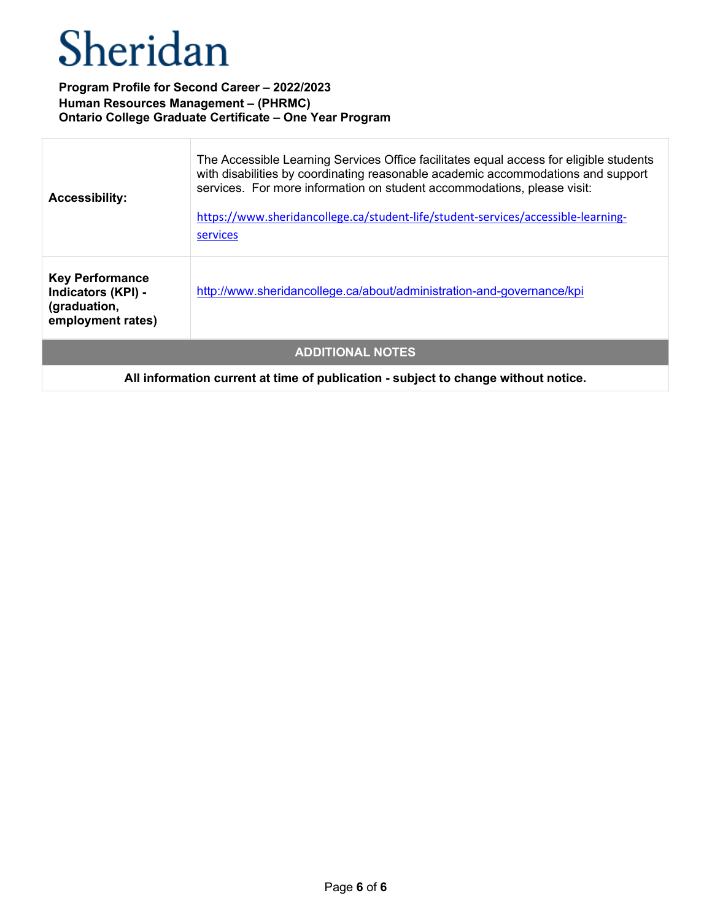| | |
|---|---|
| **Accessibility:** | The Accessible Learning Services Office facilitates equal access for eligible students with disabilities by coordinating reasonable academic accommodations and support services. For more information on student accommodations, please visit: https://www.sheridancollege.ca/student-life/student-services/accessible-learning-services |
| **Key Performance Indicators (KPI) - (graduation, employment rates)** | http://www.sheridancollege.ca/about/administration-and-governance/kpi |

**ADDITIONAL NOTES**

**All information current at time of publication - subject to change without notice.**